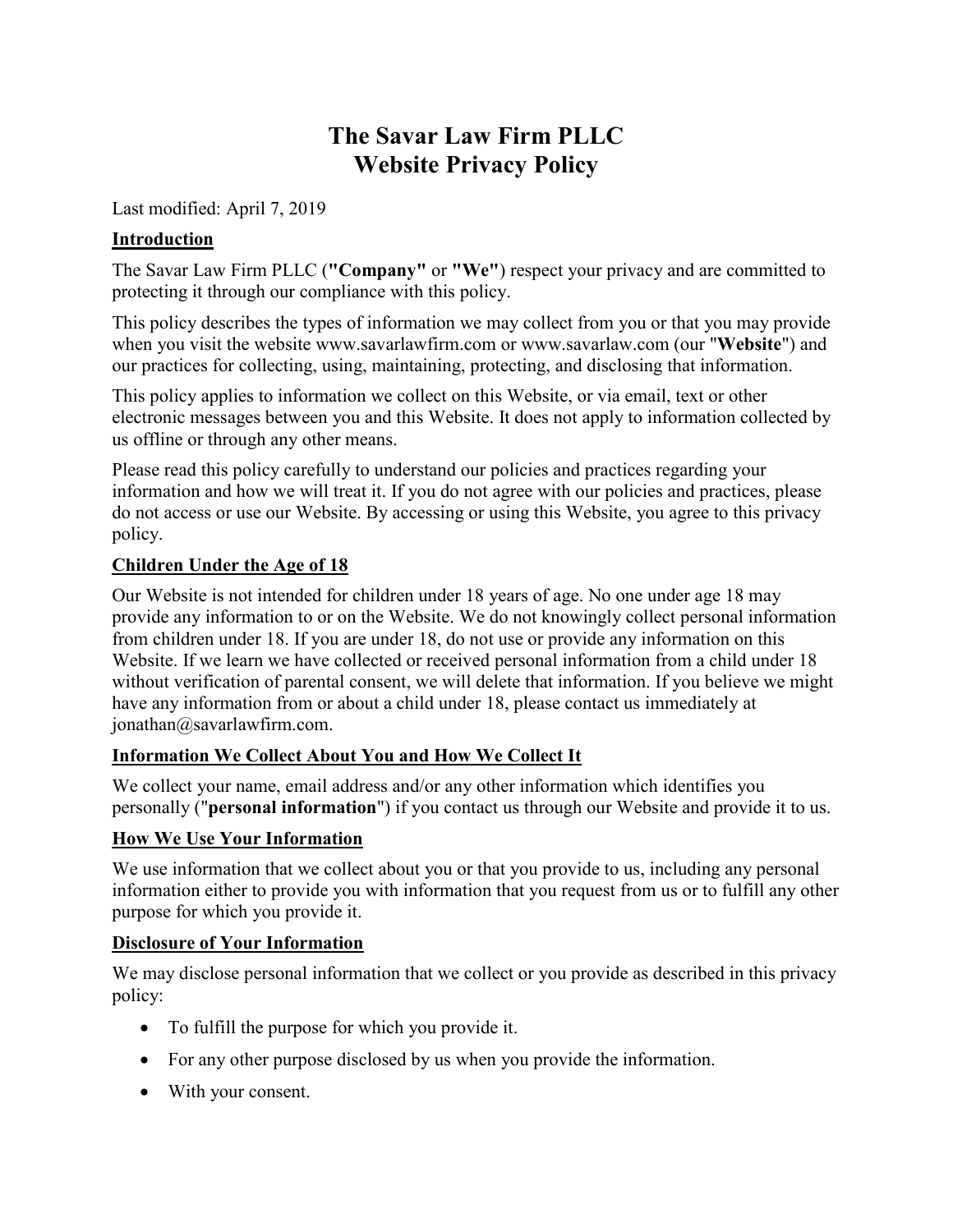# The Savar Law Firm PLLC
# Website Privacy Policy

Last modified: April 7, 2019

## Introduction

The Savar Law Firm PLLC (**"Company"** or **"We"**) respect your privacy and are committed to protecting it through our compliance with this policy.

This policy describes the types of information we may collect from you or that you may provide when you visit the website www.savarlawfirm.com or www.savarlaw.com (our "**Website**") and our practices for collecting, using, maintaining, protecting, and disclosing that information.

This policy applies to information we collect on this Website, or via email, text or other electronic messages between you and this Website. It does not apply to information collected by us offline or through any other means.

Please read this policy carefully to understand our policies and practices regarding your information and how we will treat it. If you do not agree with our policies and practices, please do not access or use our Website. By accessing or using this Website, you agree to this privacy policy.

## Children Under the Age of 18

Our Website is not intended for children under 18 years of age. No one under age 18 may provide any information to or on the Website. We do not knowingly collect personal information from children under 18. If you are under 18, do not use or provide any information on this Website. If we learn we have collected or received personal information from a child under 18 without verification of parental consent, we will delete that information. If you believe we might have any information from or about a child under 18, please contact us immediately at jonathan@savarlawfirm.com.

## Information We Collect About You and How We Collect It

We collect your name, email address and/or any other information which identifies you personally ("**personal information**") if you contact us through our Website and provide it to us.

## How We Use Your Information

We use information that we collect about you or that you provide to us, including any personal information either to provide you with information that you request from us or to fulfill any other purpose for which you provide it.

## Disclosure of Your Information

We may disclose personal information that we collect or you provide as described in this privacy policy:

- To fulfill the purpose for which you provide it.
- For any other purpose disclosed by us when you provide the information.
- With your consent.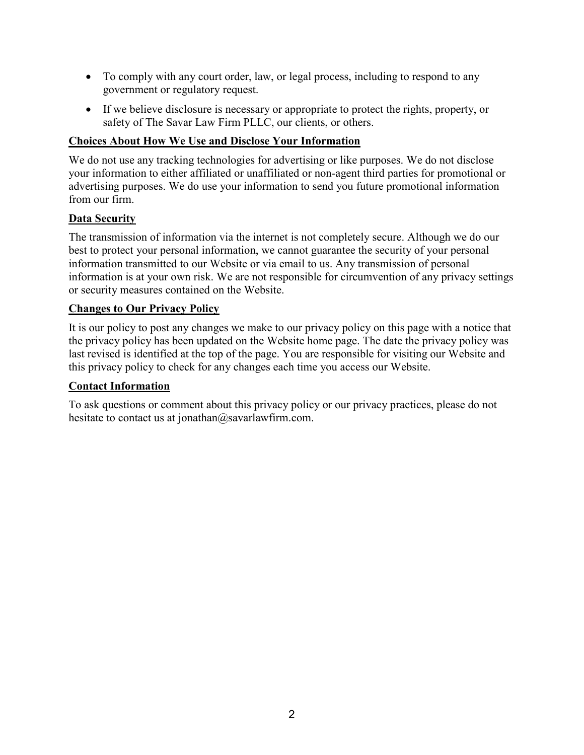- To comply with any court order, law, or legal process, including to respond to any government or regulatory request.
- If we believe disclosure is necessary or appropriate to protect the rights, property, or safety of The Savar Law Firm PLLC, our clients, or others.

## Choices About How We Use and Disclose Your Information

We do not use any tracking technologies for advertising or like purposes. We do not disclose your information to either affiliated or unaffiliated or non-agent third parties for promotional or advertising purposes. We do use your information to send you future promotional information from our firm.

## Data Security

The transmission of information via the internet is not completely secure. Although we do our best to protect your personal information, we cannot guarantee the security of your personal information transmitted to our Website or via email to us. Any transmission of personal information is at your own risk. We are not responsible for circumvention of any privacy settings or security measures contained on the Website.

## Changes to Our Privacy Policy

It is our policy to post any changes we make to our privacy policy on this page with a notice that the privacy policy has been updated on the Website home page. The date the privacy policy was last revised is identified at the top of the page. You are responsible for visiting our Website and this privacy policy to check for any changes each time you access our Website.

## Contact Information

To ask questions or comment about this privacy policy or our privacy practices, please do not hesitate to contact us at jonathan@savarlawfirm.com.